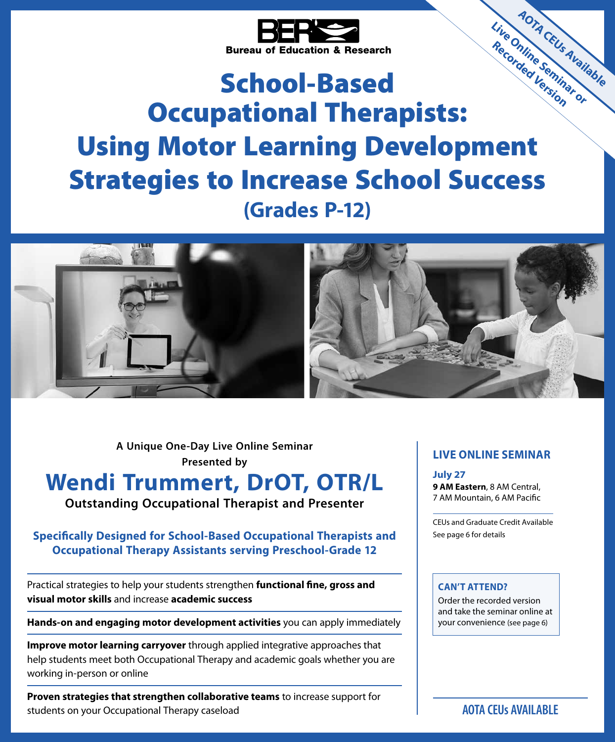Bureau of Education & Research

AOTA CEUs Available
Live Online Seminar or Recorded Version

# School-Based Occupational Therapists: Using Motor Learning Development Strategies to Increase School Success

## (Grades P-12)

**A Unique One-Day Live Online Seminar**
**Presented by**

## Wendi Trummert, DrOT, OTR/L

**Outstanding Occupational Therapist and Presenter**

**Specifically Designed for School-Based Occupational Therapists and Occupational Therapy Assistants serving Preschool-Grade 12**

---

Practical strategies to help your students strengthen **functional fine, gross and visual motor skills** and increase **academic success**

---

**Hands-on and engaging motor development activities** you can apply immediately

---

**Improve motor learning carryover** through applied integrative approaches that help students meet both Occupational Therapy and academic goals whether you are working in-person or online

---

**Proven strategies that strengthen collaborative teams** to increase support for students on your Occupational Therapy caseload

---

### LIVE ONLINE SEMINAR

**July 27**
**9 AM Eastern**, 8 AM Central, 7 AM Mountain, 6 AM Pacific

CEUs and Graduate Credit Available
See page 6 for details

**CAN'T ATTEND?**
Order the recorded version and take the seminar online at your convenience (see page 6)

**AOTA CEUs AVAILABLE**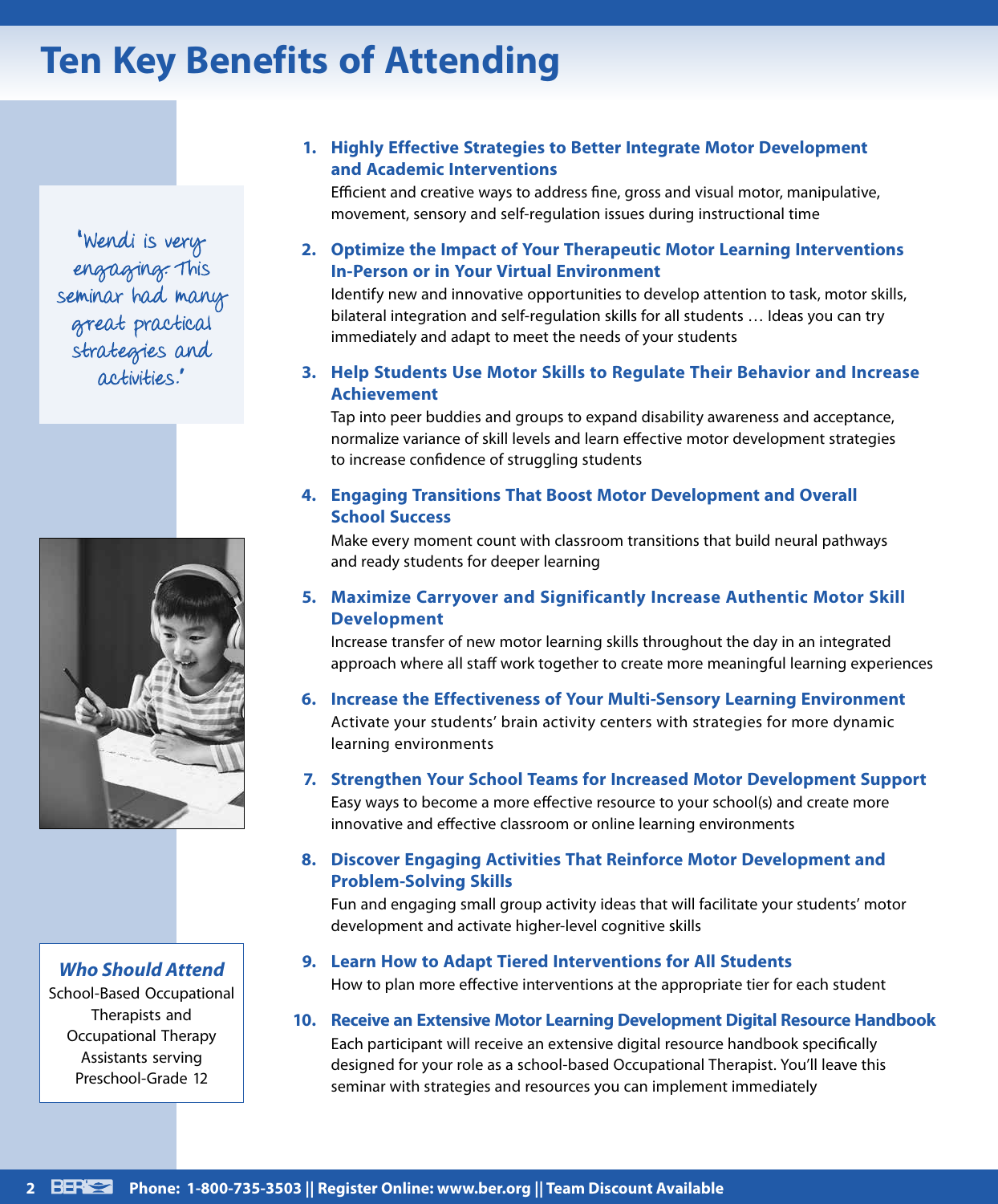# Ten Key Benefits of Attending

> 'Wendi is very engaging. This seminar had many great practical strategies and activities.'

**Who Should Attend**

School-Based Occupational Therapists and Occupational Therapy Assistants serving Preschool-Grade 12

1. **Highly Effective Strategies to Better Integrate Motor Development and Academic Interventions**
   Efficient and creative ways to address fine, gross and visual motor, manipulative, movement, sensory and self-regulation issues during instructional time

2. **Optimize the Impact of Your Therapeutic Motor Learning Interventions In-Person or in Your Virtual Environment**
   Identify new and innovative opportunities to develop attention to task, motor skills, bilateral integration and self-regulation skills for all students … Ideas you can try immediately and adapt to meet the needs of your students

3. **Help Students Use Motor Skills to Regulate Their Behavior and Increase Achievement**
   Tap into peer buddies and groups to expand disability awareness and acceptance, normalize variance of skill levels and learn effective motor development strategies to increase confidence of struggling students

4. **Engaging Transitions That Boost Motor Development and Overall School Success**
   Make every moment count with classroom transitions that build neural pathways and ready students for deeper learning

5. **Maximize Carryover and Significantly Increase Authentic Motor Skill Development**
   Increase transfer of new motor learning skills throughout the day in an integrated approach where all staff work together to create more meaningful learning experiences

6. **Increase the Effectiveness of Your Multi-Sensory Learning Environment**
   Activate your students' brain activity centers with strategies for more dynamic learning environments

7. **Strengthen Your School Teams for Increased Motor Development Support**
   Easy ways to become a more effective resource to your school(s) and create more innovative and effective classroom or online learning environments

8. **Discover Engaging Activities That Reinforce Motor Development and Problem-Solving Skills**
   Fun and engaging small group activity ideas that will facilitate your students' motor development and activate higher-level cognitive skills

9. **Learn How to Adapt Tiered Interventions for All Students**
   How to plan more effective interventions at the appropriate tier for each student

10. **Receive an Extensive Motor Learning Development Digital Resource Handbook**
    Each participant will receive an extensive digital resource handbook specifically designed for your role as a school-based Occupational Therapist. You'll leave this seminar with strategies and resources you can implement immediately

Phone: 1-800-735-3503 || Register Online: www.ber.org || Team Discount Available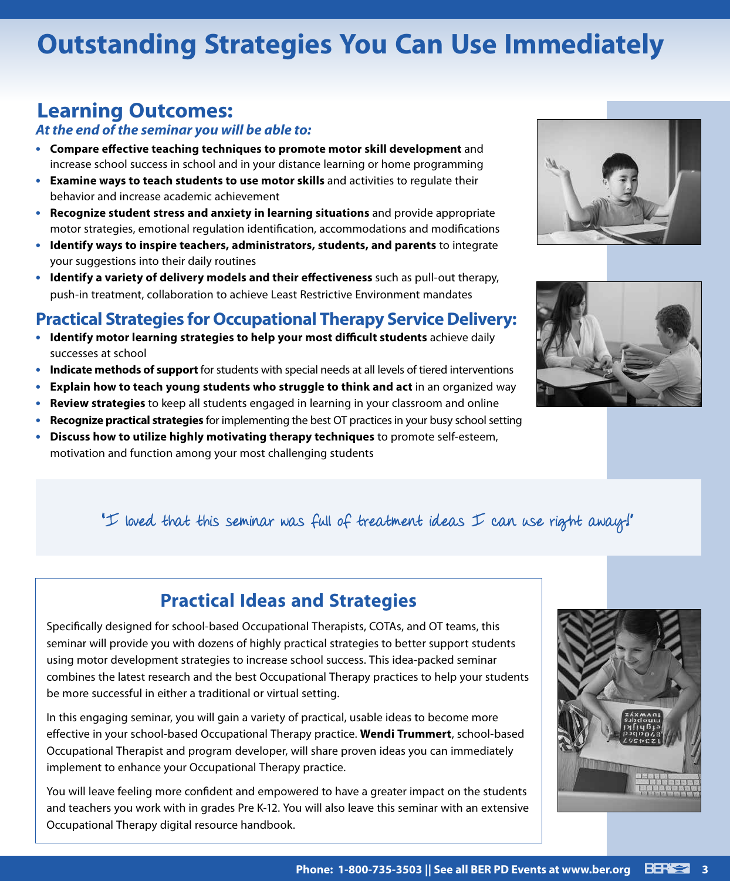# Outstanding Strategies You Can Use Immediately

## Learning Outcomes:

***At the end of the seminar you will be able to:***

- **Compare effective teaching techniques to promote motor skill development** and increase school success in school and in your distance learning or home programming
- **Examine ways to teach students to use motor skills** and activities to regulate their behavior and increase academic achievement
- **Recognize student stress and anxiety in learning situations** and provide appropriate motor strategies, emotional regulation identification, accommodations and modifications
- **Identify ways to inspire teachers, administrators, students, and parents** to integrate your suggestions into their daily routines
- **Identify a variety of delivery models and their effectiveness** such as pull-out therapy, push-in treatment, collaboration to achieve Least Restrictive Environment mandates

## Practical Strategies for Occupational Therapy Service Delivery:

- **Identify motor learning strategies to help your most difficult students** achieve daily successes at school
- **Indicate methods of support** for students with special needs at all levels of tiered interventions
- **Explain how to teach young students who struggle to think and act** in an organized way
- **Review strategies** to keep all students engaged in learning in your classroom and online
- **Recognize practical strategies** for implementing the best OT practices in your busy school setting
- **Discuss how to utilize highly motivating therapy techniques** to promote self-esteem, motivation and function among your most challenging students

"I loved that this seminar was full of treatment ideas I can use right away!"

## Practical Ideas and Strategies

Specifically designed for school-based Occupational Therapists, COTAs, and OT teams, this seminar will provide you with dozens of highly practical strategies to better support students using motor development strategies to increase school success. This idea-packed seminar combines the latest research and the best Occupational Therapy practices to help your students be more successful in either a traditional or virtual setting.

In this engaging seminar, you will gain a variety of practical, usable ideas to become more effective in your school-based Occupational Therapy practice. **Wendi Trummert**, school-based Occupational Therapist and program developer, will share proven ideas you can immediately implement to enhance your Occupational Therapy practice.

You will leave feeling more confident and empowered to have a greater impact on the students and teachers you work with in grades Pre K-12. You will also leave this seminar with an extensive Occupational Therapy digital resource handbook.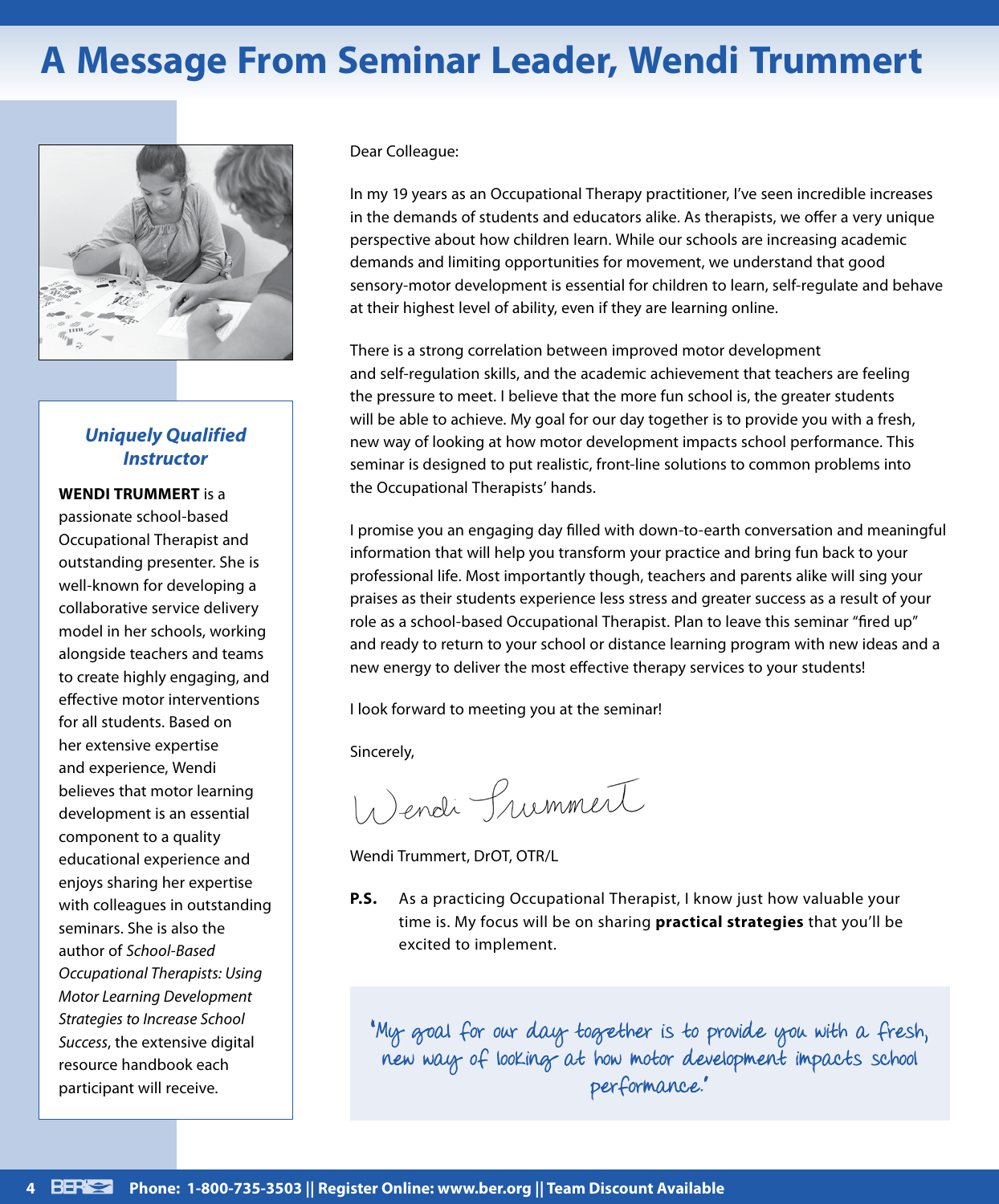# A Message From Seminar Leader, Wendi Trummert

### *Uniquely Qualified Instructor*

**WENDI TRUMMERT** is a passionate school-based Occupational Therapist and outstanding presenter. She is well-known for developing a collaborative service delivery model in her schools, working alongside teachers and teams to create highly engaging, and effective motor interventions for all students. Based on her extensive expertise and experience, Wendi believes that motor learning development is an essential component to a quality educational experience and enjoys sharing her expertise with colleagues in outstanding seminars. She is also the author of *School-Based Occupational Therapists: Using Motor Learning Development Strategies to Increase School Success*, the extensive digital resource handbook each participant will receive.

Dear Colleague:

In my 19 years as an Occupational Therapy practitioner, I've seen incredible increases in the demands of students and educators alike. As therapists, we offer a very unique perspective about how children learn. While our schools are increasing academic demands and limiting opportunities for movement, we understand that good sensory-motor development is essential for children to learn, self-regulate and behave at their highest level of ability, even if they are learning online.

There is a strong correlation between improved motor development and self-regulation skills, and the academic achievement that teachers are feeling the pressure to meet. I believe that the more fun school is, the greater students will be able to achieve. My goal for our day together is to provide you with a fresh, new way of looking at how motor development impacts school performance. This seminar is designed to put realistic, front-line solutions to common problems into the Occupational Therapists' hands.

I promise you an engaging day filled with down-to-earth conversation and meaningful information that will help you transform your practice and bring fun back to your professional life. Most importantly though, teachers and parents alike will sing your praises as their students experience less stress and greater success as a result of your role as a school-based Occupational Therapist. Plan to leave this seminar "fired up" and ready to return to your school or distance learning program with new ideas and a new energy to deliver the most effective therapy services to your students!

I look forward to meeting you at the seminar!

Sincerely,

Wendi Trummert

Wendi Trummert, DrOT, OTR/L

**P.S.** As a practicing Occupational Therapist, I know just how valuable your time is. My focus will be on sharing **practical strategies** that you'll be excited to implement.

"My goal for our day together is to provide you with a fresh, new way of looking at how motor development impacts school performance."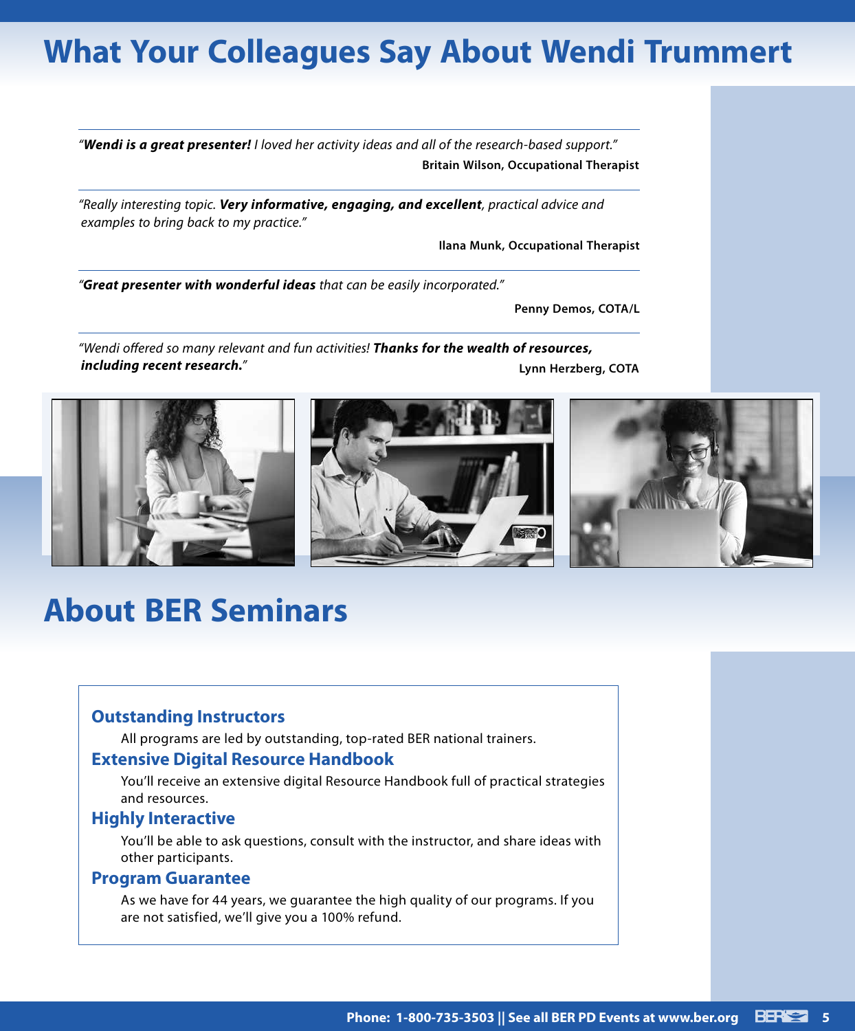# What Your Colleagues Say About Wendi Trummert

*"**Wendi is a great presenter!** I loved her activity ideas and all of the research-based support."*

**Britain Wilson, Occupational Therapist**

*"Really interesting topic. **Very informative, engaging, and excellent**, practical advice and examples to bring back to my practice."*

**Ilana Munk, Occupational Therapist**

*"**Great presenter with wonderful ideas** that can be easily incorporated."*

**Penny Demos, COTA/L**

*"Wendi offered so many relevant and fun activities! **Thanks for the wealth of resources, including recent research.**"*

**Lynn Herzberg, COTA**

# About BER Seminars

### Outstanding Instructors

All programs are led by outstanding, top-rated BER national trainers.

### Extensive Digital Resource Handbook

You'll receive an extensive digital Resource Handbook full of practical strategies and resources.

### Highly Interactive

You'll be able to ask questions, consult with the instructor, and share ideas with other participants.

### Program Guarantee

As we have for 44 years, we guarantee the high quality of our programs. If you are not satisfied, we'll give you a 100% refund.

**Phone: 1-800-735-3503 || See all BER PD Events at www.ber.org**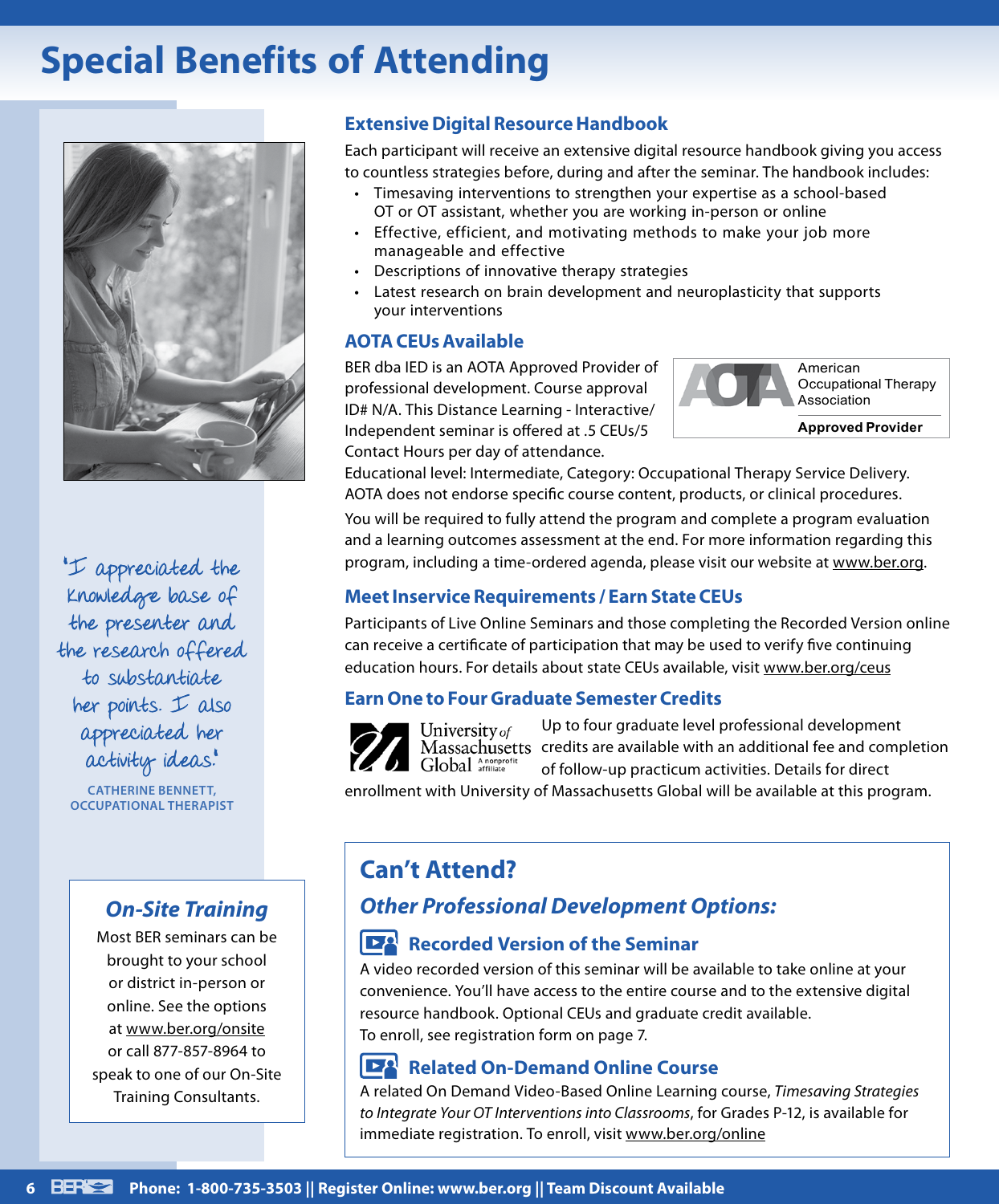# Special Benefits of Attending

## Extensive Digital Resource Handbook

Each participant will receive an extensive digital resource handbook giving you access to countless strategies before, during and after the seminar. The handbook includes:

- Timesaving interventions to strengthen your expertise as a school-based OT or OT assistant, whether you are working in-person or online
- Effective, efficient, and motivating methods to make your job more manageable and effective
- Descriptions of innovative therapy strategies
- Latest research on brain development and neuroplasticity that supports your interventions

## AOTA CEUs Available

BER dba IED is an AOTA Approved Provider of professional development. Course approval ID# N/A. This Distance Learning - Interactive/ Independent seminar is offered at .5 CEUs/5 Contact Hours per day of attendance.

AOTA American Occupational Therapy Association **Approved Provider**

Educational level: Intermediate, Category: Occupational Therapy Service Delivery. AOTA does not endorse specific course content, products, or clinical procedures.

You will be required to fully attend the program and complete a program evaluation and a learning outcomes assessment at the end. For more information regarding this program, including a time-ordered agenda, please visit our website at www.ber.org.

## Meet Inservice Requirements / Earn State CEUs

Participants of Live Online Seminars and those completing the Recorded Version online can receive a certificate of participation that may be used to verify five continuing education hours. For details about state CEUs available, visit www.ber.org/ceus

## Earn One to Four Graduate Semester Credits

University of Massachusetts Global A nonprofit affiliate

Up to four graduate level professional development credits are available with an additional fee and completion of follow-up practicum activities. Details for direct enrollment with University of Massachusetts Global will be available at this program.

"I appreciated the knowledge base of the presenter and the research offered to substantiate her points. I also appreciated her activity ideas."

**CATHERINE BENNETT, OCCUPATIONAL THERAPIST**

### *On-Site Training*

Most BER seminars can be brought to your school or district in-person or online. See the options at www.ber.org/onsite or call 877-857-8964 to speak to one of our On-Site Training Consultants.

## Can't Attend?

### *Other Professional Development Options:*

### Recorded Version of the Seminar

A video recorded version of this seminar will be available to take online at your convenience. You'll have access to the entire course and to the extensive digital resource handbook. Optional CEUs and graduate credit available.
To enroll, see registration form on page 7.

### Related On-Demand Online Course

A related On Demand Video-Based Online Learning course, *Timesaving Strategies to Integrate Your OT Interventions into Classrooms*, for Grades P-12, is available for immediate registration. To enroll, visit www.ber.org/online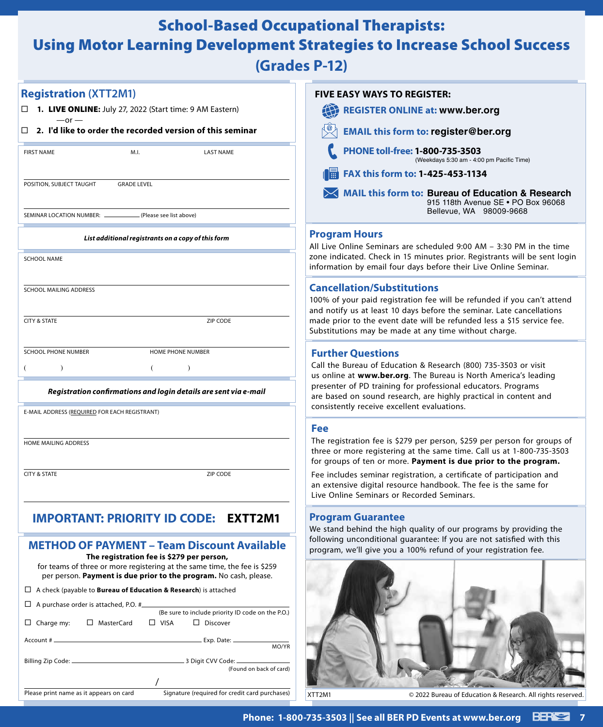# School-Based Occupational Therapists: Using Motor Learning Development Strategies to Increase School Success (Grades P-12)

## Registration (XTT2M1)

☐ **1. LIVE ONLINE:** July 27, 2022 (Start time: 9 AM Eastern)

—or —

☐ **2. I'd like to order the recorded version of this seminar**

FIRST NAME M.I. LAST NAME

POSITION, SUBJECT TAUGHT GRADE LEVEL

SEMINAR LOCATION NUMBER: ________ (Please see list above)

***List additional registrants on a copy of this form***

SCHOOL NAME

SCHOOL MAILING ADDRESS

CITY & STATE ZIP CODE

SCHOOL PHONE NUMBER HOME PHONE NUMBER

( ) ( )

***Registration confirmations and login details are sent via e-mail***

E-MAIL ADDRESS (REQUIRED FOR EACH REGISTRANT)

HOME MAILING ADDRESS

CITY & STATE ZIP CODE

## IMPORTANT: PRIORITY ID CODE: EXTT2M1

## METHOD OF PAYMENT – Team Discount Available

**The registration fee is $279 per person,** for teams of three or more registering at the same time, the fee is $259 per person. **Payment is due prior to the program.** No cash, please.

☐ A check (payable to **Bureau of Education & Research**) is attached

☐ A purchase order is attached, P.O. # ________ (Be sure to include priority ID code on the P.O.)

☐ Charge my: ☐ MasterCard ☐ VISA ☐ Discover

Account # ________ Exp. Date: ________ MO/YR

Billing Zip Code: ________ 3 Digit CVV Code: ________ (Found on back of card)

Please print name as it appears on card / Signature (required for credit card purchases)

**FIVE EASY WAYS TO REGISTER:**

- **REGISTER ONLINE at:** www.ber.org
- **EMAIL this form to:** register@ber.org
- **PHONE toll-free:** 1-800-735-3503 (Weekdays 5:30 am - 4:00 pm Pacific Time)
- **FAX this form to:** 1-425-453-1134
- **MAIL this form to:** Bureau of Education & Research, 915 118th Avenue SE • PO Box 96068, Bellevue, WA 98009-9668

## Program Hours

All Live Online Seminars are scheduled 9:00 AM – 3:30 PM in the time zone indicated. Check in 15 minutes prior. Registrants will be sent login information by email four days before their Live Online Seminar.

## Cancellation/Substitutions

100% of your paid registration fee will be refunded if you can't attend and notify us at least 10 days before the seminar. Late cancellations made prior to the event date will be refunded less a $15 service fee. Substitutions may be made at any time without charge.

## Further Questions

Call the Bureau of Education & Research (800) 735-3503 or visit us online at **www.ber.org**. The Bureau is North America's leading presenter of PD training for professional educators. Programs are based on sound research, are highly practical in content and consistently receive excellent evaluations.

## Fee

The registration fee is $279 per person, $259 per person for groups of three or more registering at the same time. Call us at 1-800-735-3503 for groups of ten or more. **Payment is due prior to the program.**

Fee includes seminar registration, a certificate of participation and an extensive digital resource handbook. The fee is the same for Live Online Seminars or Recorded Seminars.

## Program Guarantee

We stand behind the high quality of our programs by providing the following unconditional guarantee: If you are not satisfied with this program, we'll give you a 100% refund of your registration fee.

XTT2M1 © 2022 Bureau of Education & Research. All rights reserved.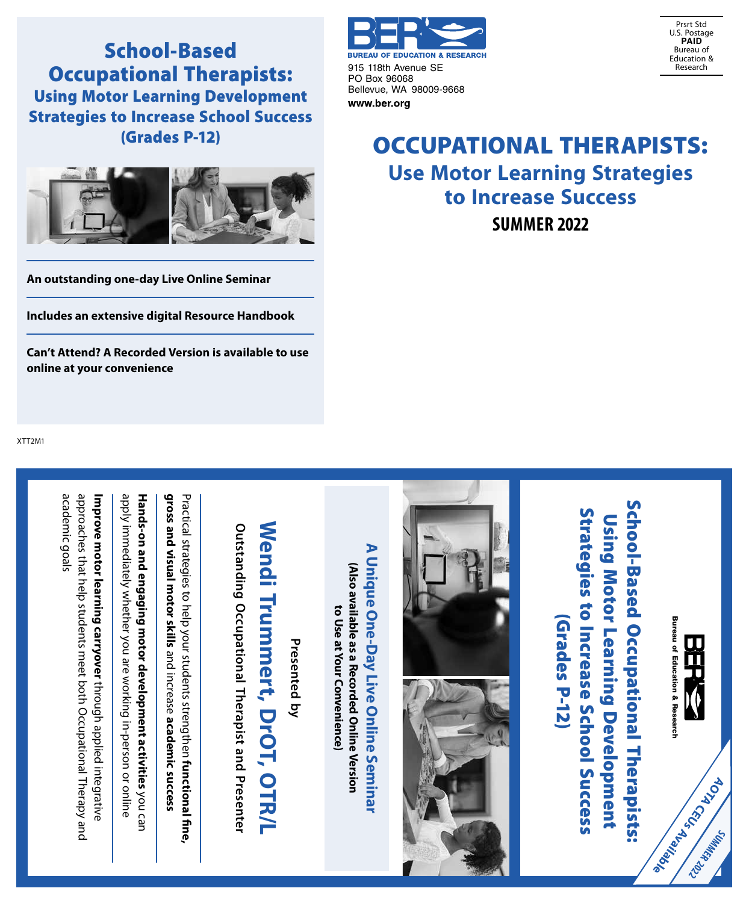# School-Based Occupational Therapists:

## Using Motor Learning Development Strategies to Increase School Success (Grades P-12)

**An outstanding one-day Live Online Seminar**

**Includes an extensive digital Resource Handbook**

**Can't Attend? A Recorded Version is available to use online at your convenience**

XTT2M1

BER BUREAU OF EDUCATION & RESEARCH
915 118th Avenue SE
PO Box 96068
Bellevue, WA 98009-9668
**www.ber.org**

Prsrt Std
U.S. Postage
**PAID**
Bureau of Education & Research

# OCCUPATIONAL THERAPISTS:

## Use Motor Learning Strategies to Increase Success

**SUMMER 2022**

---

BER Bureau of Education & Research

AOTA CEUs Available

SUMMER 2022

# School-Based Occupational Therapists: Using Motor Learning Development Strategies to Increase School Success (Grades P-12)

**A Unique One-Day Live Online Seminar**

**(Also available as a Recorded Online Version to Use at Your Convenience)**

Presented by

## Wendi Trummert, DrOT, OTR/L

**Outstanding Occupational Therapist and Presenter**

Practical strategies to help your students strengthen **functional fine, gross and visual motor skills** and increase **academic success**

**Hands-on and engaging motor development activities** you can apply immediately whether you are working in-person or online

**Improve motor learning carryover** through applied integrative approaches that help students meet both Occupational Therapy and academic goals